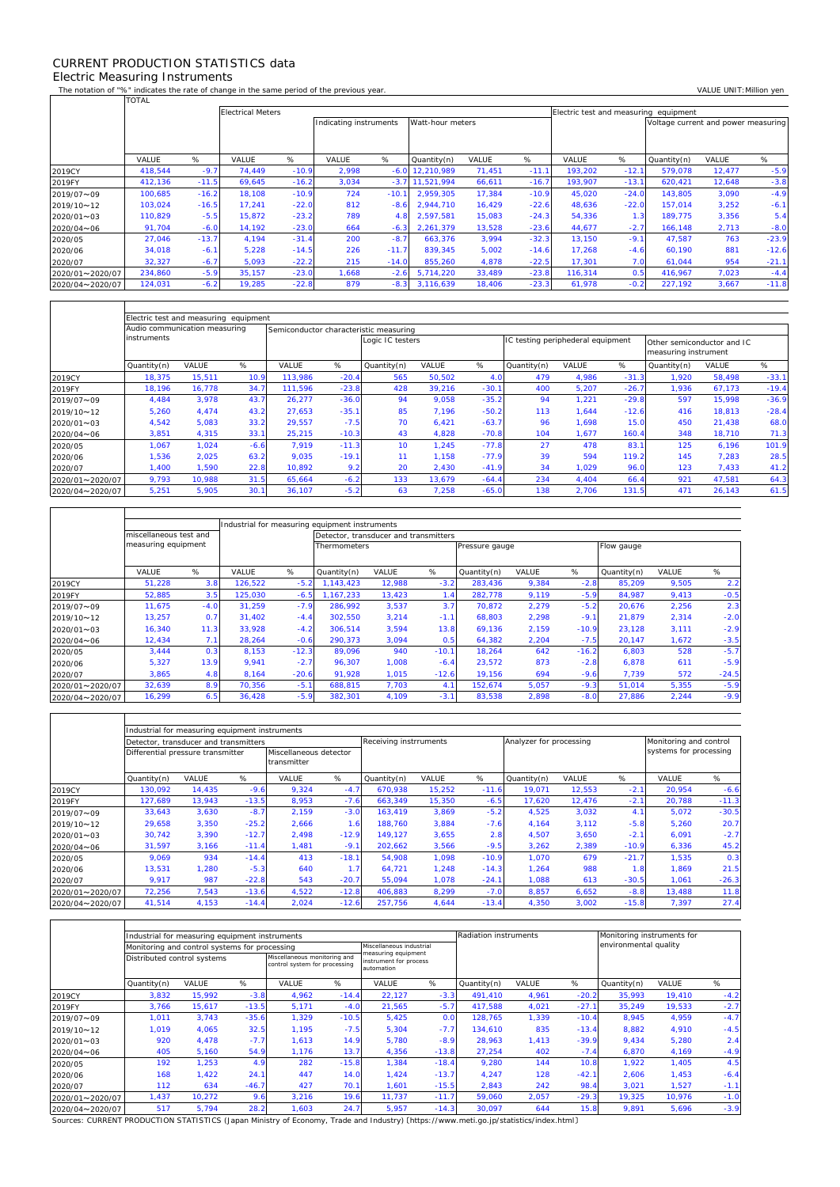# CURRENT PRODUCTION STATISTICS data

## Electric Measuring Instruments

The notation of "%" indicates the rate of change in the same period of the previous year.

VALUE UNIT:Million yen

| | TOTAL | | Electrical Meters | | | | | | | Electric test and measuring equipment | | | | |
|---|---|---|---|---|---|---|---|---|---|---|---|---|---|---|
| | | | | | Indicating instruments | | Watt-hour meters | | | | | Voltage current and power measuring | | |
| | VALUE | % | VALUE | % | VALUE | % | Quantity(n) | VALUE | % | VALUE | % | Quantity(n) | VALUE | % |
| 2019CY | 418,544 | -9.7 | 74,449 | -10.9 | 2,998 | -6.0 | 12,210,989 | 71,451 | -11.1 | 193,202 | -12.1 | 579,078 | 12,477 | -5.9 |
| 2019FY | 412,136 | -11.5 | 69,645 | -16.2 | 3,034 | -3.7 | 11,521,994 | 66,611 | -16.7 | 193,907 | -13.1 | 620,421 | 12,648 | -3.8 |
| 2019/07～09 | 100,685 | -16.2 | 18,108 | -10.9 | 724 | -10.1 | 2,959,305 | 17,384 | -10.9 | 45,020 | -24.0 | 143,805 | 3,090 | -4.9 |
| 2019/10～12 | 103,024 | -16.5 | 17,241 | -22.0 | 812 | -8.6 | 2,944,710 | 16,429 | -22.6 | 48,636 | -22.0 | 157,014 | 3,252 | -6.1 |
| 2020/01～03 | 110,829 | -5.5 | 15,872 | -23.2 | 789 | 4.8 | 2,597,581 | 15,083 | -24.3 | 54,336 | 1.3 | 189,775 | 3,356 | 5.4 |
| 2020/04～06 | 91,704 | -6.0 | 14,192 | -23.0 | 664 | -6.3 | 2,261,379 | 13,528 | -23.6 | 44,677 | -2.7 | 166,148 | 2,713 | -8.0 |
| 2020/05 | 27,046 | -13.7 | 4,194 | -31.4 | 200 | -8.7 | 663,376 | 3,994 | -32.3 | 13,150 | -9.1 | 47,587 | 763 | -23.9 |
| 2020/06 | 34,018 | -6.1 | 5,228 | -14.5 | 226 | -11.7 | 839,345 | 5,002 | -14.6 | 17,268 | -4.6 | 60,190 | 881 | -12.6 |
| 2020/07 | 32,327 | -6.7 | 5,093 | -22.2 | 215 | -14.0 | 855,260 | 4,878 | -22.5 | 17,301 | 7.0 | 61,044 | 954 | -21.1 |
| 2020/01～2020/07 | 234,860 | -5.9 | 35,157 | -23.0 | 1,668 | -2.6 | 5,714,220 | 33,489 | -23.8 | 116,314 | 0.5 | 416,967 | 7,023 | -4.4 |
| 2020/04～2020/07 | 124,031 | -6.2 | 19,285 | -22.8 | 879 | -8.3 | 3,116,639 | 18,406 | -23.3 | 61,978 | -0.2 | 227,192 | 3,667 | -11.8 |

| | Electric test and measuring equipment | | | | | | | | | | | | | |
|---|---|---|---|---|---|---|---|---|---|---|---|---|---|---|
| | Audio communication measuring instruments | | | Semiconductor characteristic measuring | | | | | | | | | | |
| | | | | | | Logic IC testers | | | IC testing peripehedral equipment | | | Other semiconductor and IC measuring instrument | | |
| | Quantity(n) | VALUE | % | VALUE | % | Quantity(n) | VALUE | % | Quantity(n) | VALUE | % | Quantity(n) | VALUE | % |
| 2019CY | 18,375 | 15,511 | 10.9 | 113,986 | -20.4 | 565 | 50,502 | 4.0 | 479 | 4,986 | -31.3 | 1,920 | 58,498 | -33.1 |
| 2019FY | 18,196 | 16,778 | 34.7 | 111,596 | -23.8 | 428 | 39,216 | -30.1 | 400 | 5,207 | -26.7 | 1,936 | 67,173 | -19.4 |
| 2019/07～09 | 4,484 | 3,978 | 43.7 | 26,277 | -36.0 | 94 | 9,058 | -35.2 | 94 | 1,221 | -29.8 | 597 | 15,998 | -36.9 |
| 2019/10～12 | 5,260 | 4,474 | 43.2 | 27,653 | -35.1 | 85 | 7,196 | -50.2 | 113 | 1,644 | -12.6 | 416 | 18,813 | -28.4 |
| 2020/01～03 | 4,542 | 5,083 | 33.2 | 29,557 | -7.5 | 70 | 6,421 | -63.7 | 96 | 1,698 | 15.0 | 450 | 21,438 | 68.0 |
| 2020/04～06 | 3,851 | 4,315 | 33.1 | 25,215 | -10.3 | 43 | 4,828 | -70.8 | 104 | 1,677 | 160.4 | 348 | 18,710 | 71.3 |
| 2020/05 | 1,067 | 1,024 | -6.6 | 7,919 | -11.3 | 10 | 1,245 | -77.8 | 27 | 478 | 83.1 | 125 | 6,196 | 101.9 |
| 2020/06 | 1,536 | 2,025 | 63.2 | 9,035 | -19.1 | 11 | 1,158 | -77.9 | 39 | 594 | 119.2 | 145 | 7,283 | 28.5 |
| 2020/07 | 1,400 | 1,590 | 22.8 | 10,892 | 9.2 | 20 | 2,430 | -41.9 | 34 | 1,029 | 96.0 | 123 | 7,433 | 41.2 |
| 2020/01～2020/07 | 9,793 | 10,988 | 31.5 | 65,664 | -6.2 | 133 | 13,679 | -64.4 | 234 | 4,404 | 66.4 | 921 | 47,581 | 64.3 |
| 2020/04～2020/07 | 5,251 | 5,905 | 30.1 | 36,107 | -5.2 | 63 | 7,258 | -65.0 | 138 | 2,706 | 131.5 | 471 | 26,143 | 61.5 |

| | miscellaneous test and measuring equipment | | Industrial for measuring equipment instruments | | | | | | | | | | | |
|---|---|---|---|---|---|---|---|---|---|---|---|---|---|---|
| | | | | | Detector, transducer and transmitters | | | | | | | | | |
| | | | | | Thermometers | | | Pressure gauge | | | Flow gauge | | | |
| | VALUE | % | VALUE | % | Quantity(n) | VALUE | % | Quantity(n) | VALUE | % | Quantity(n) | VALUE | % | |
| 2019CY | 51,228 | 3.8 | 126,522 | -5.2 | 1,143,423 | 12,988 | -3.2 | 283,436 | 9,384 | -2.8 | 85,209 | 9,505 | 2.2 | |
| 2019FY | 52,885 | 3.5 | 125,030 | -6.5 | 1,167,233 | 13,423 | 1.4 | 282,778 | 9,119 | -5.9 | 84,987 | 9,413 | -0.5 | |
| 2019/07～09 | 11,675 | -4.0 | 31,259 | -7.9 | 286,992 | 3,537 | 3.7 | 70,872 | 2,279 | -5.2 | 20,676 | 2,256 | 2.3 | |
| 2019/10～12 | 13,257 | 0.7 | 31,402 | -4.4 | 302,550 | 3,214 | -1.1 | 68,803 | 2,298 | -9.1 | 21,879 | 2,314 | -2.0 | |
| 2020/01～03 | 16,340 | 11.3 | 33,928 | -4.2 | 306,514 | 3,594 | 13.8 | 69,136 | 2,159 | -10.9 | 23,128 | 3,111 | -2.9 | |
| 2020/04～06 | 12,434 | 7.1 | 28,264 | -0.6 | 290,373 | 3,094 | 0.5 | 64,382 | 2,204 | -7.5 | 20,147 | 1,672 | -3.5 | |
| 2020/05 | 3,444 | 0.3 | 8,153 | -12.3 | 89,096 | 940 | -10.1 | 18,264 | 642 | -16.2 | 6,803 | 528 | -5.7 | |
| 2020/06 | 5,327 | 13.9 | 9,941 | -2.7 | 96,307 | 1,008 | -6.4 | 23,572 | 873 | -2.8 | 6,878 | 611 | -5.9 | |
| 2020/07 | 3,865 | 4.8 | 8,164 | -20.6 | 91,928 | 1,015 | -12.6 | 19,156 | 694 | -9.6 | 7,739 | 572 | -24.5 | |
| 2020/01～2020/07 | 32,639 | 8.9 | 70,356 | -5.1 | 688,815 | 7,703 | 4.1 | 152,674 | 5,057 | -9.3 | 51,014 | 5,355 | -5.9 | |
| 2020/04～2020/07 | 16,299 | 6.5 | 36,428 | -5.9 | 382,301 | 4,109 | -3.1 | 83,538 | 2,898 | -8.0 | 27,886 | 2,244 | -9.9 | |

| | Industrial for measuring equipment instruments | | | | | | | | | | | | |
|---|---|---|---|---|---|---|---|---|---|---|---|---|---|
| | Detector, transducer and transmitters | | | | | Receiving instrruments | | | Analyzer for processing | | | Monitoring and control systems for processing | |
| | Differential pressure transmitter | | | Miscellaneous detector transmitter | | | | | | | | | |
| | Quantity(n) | VALUE | % | VALUE | % | Quantity(n) | VALUE | % | Quantity(n) | VALUE | % | VALUE | % |
| 2019CY | 130,092 | 14,435 | -9.6 | 9,324 | -4.7 | 670,938 | 15,252 | -11.6 | 19,071 | 12,553 | -2.1 | 20,954 | -6.6 |
| 2019FY | 127,689 | 13,943 | -13.5 | 8,953 | -7.6 | 663,349 | 15,350 | -6.5 | 17,620 | 12,476 | -2.1 | 20,788 | -11.3 |
| 2019/07～09 | 33,643 | 3,630 | -8.7 | 2,159 | -3.0 | 163,419 | 3,869 | -5.2 | 4,525 | 3,032 | 4.1 | 5,072 | -30.5 |
| 2019/10～12 | 29,658 | 3,350 | -25.2 | 2,666 | 1.6 | 188,760 | 3,884 | -7.6 | 4,164 | 3,112 | -5.8 | 5,260 | 20.7 |
| 2020/01～03 | 30,742 | 3,390 | -12.7 | 2,498 | -12.9 | 149,127 | 3,655 | 2.8 | 4,507 | 3,650 | -2.1 | 6,091 | -2.7 |
| 2020/04～06 | 31,597 | 3,166 | -11.4 | 1,481 | -9.1 | 202,662 | 3,566 | -9.5 | 3,262 | 2,389 | -10.9 | 6,336 | 45.2 |
| 2020/05 | 9,069 | 934 | -14.4 | 413 | -18.1 | 54,908 | 1,098 | -10.9 | 1,070 | 679 | -21.7 | 1,535 | 0.3 |
| 2020/06 | 13,531 | 1,280 | -5.3 | 640 | 1.7 | 64,721 | 1,248 | -14.3 | 1,264 | 988 | 1.8 | 1,869 | 21.5 |
| 2020/07 | 9,917 | 987 | -22.8 | 543 | -20.7 | 55,094 | 1,078 | -24.1 | 1,088 | 613 | -30.5 | 1,061 | -26.3 |
| 2020/01～2020/07 | 72,256 | 7,543 | -13.6 | 4,522 | -12.8 | 406,883 | 8,299 | -7.0 | 8,857 | 6,652 | -8.8 | 13,488 | 11.8 |
| 2020/04～2020/07 | 41,514 | 4,153 | -14.4 | 2,024 | -12.6 | 257,756 | 4,644 | -13.4 | 4,350 | 3,002 | -15.8 | 7,397 | 27.4 |

| | Industrial for measuring equipment instruments | | | | | | | Radiation instruments | | | Monitoring instruments for environmental quality | | |
|---|---|---|---|---|---|---|---|---|---|---|---|---|---|
| | Monitoring and control systems for processing | | | | | Miscellaneous industrial measuring equipment instrument for process automation | | | | | | | |
| | Distributed control systems | | | Miscellaneous monitoring and control system for processing | | | | | | | | | |
| | Quantity(n) | VALUE | % | VALUE | % | VALUE | % | Quantity(n) | VALUE | % | Quantity(n) | VALUE | % |
| 2019CY | 3,832 | 15,992 | -3.8 | 4,962 | -14.4 | 22,127 | -3.3 | 491,410 | 4,961 | -20.2 | 35,993 | 19,410 | -4.2 |
| 2019FY | 3,766 | 15,617 | -13.5 | 5,171 | -4.0 | 21,565 | -5.7 | 417,588 | 4,021 | -27.1 | 35,249 | 19,533 | -2.7 |
| 2019/07～09 | 1,011 | 3,743 | -35.6 | 1,329 | -10.5 | 5,425 | 0.0 | 128,765 | 1,339 | -10.4 | 8,945 | 4,959 | -4.7 |
| 2019/10～12 | 1,019 | 4,065 | 32.5 | 1,195 | -7.5 | 5,304 | -7.7 | 134,610 | 835 | -13.4 | 8,882 | 4,910 | -4.5 |
| 2020/01～03 | 920 | 4,478 | -7.7 | 1,613 | 14.9 | 5,780 | -8.9 | 28,963 | 1,413 | -39.9 | 9,434 | 5,280 | 2.4 |
| 2020/04～06 | 405 | 5,160 | 54.9 | 1,176 | 13.7 | 4,356 | -13.8 | 27,254 | 402 | -7.4 | 6,870 | 4,169 | -4.9 |
| 2020/05 | 192 | 1,253 | 4.9 | 282 | -15.8 | 1,384 | -18.4 | 9,280 | 144 | 10.8 | 1,922 | 1,405 | 4.5 |
| 2020/06 | 168 | 1,422 | 24.1 | 447 | 14.0 | 1,424 | -13.7 | 4,247 | 128 | -42.1 | 2,606 | 1,453 | -6.4 |
| 2020/07 | 112 | 634 | -46.7 | 427 | 70.1 | 1,601 | -15.5 | 2,843 | 242 | 98.4 | 3,021 | 1,527 | -1.1 |
| 2020/01～2020/07 | 1,437 | 10,272 | 9.6 | 3,216 | 19.6 | 11,737 | -11.7 | 59,060 | 2,057 | -29.3 | 19,325 | 10,976 | -1.0 |
| 2020/04～2020/07 | 517 | 5,794 | 28.2 | 1,603 | 24.7 | 5,957 | -14.3 | 30,097 | 644 | 15.8 | 9,891 | 5,696 | -3.9 |

Sources: CURRENT PRODUCTION STATISTICS (Japan Ministry of Economy, Trade and Industry) [https://www.meti.go.jp/statistics/index.html]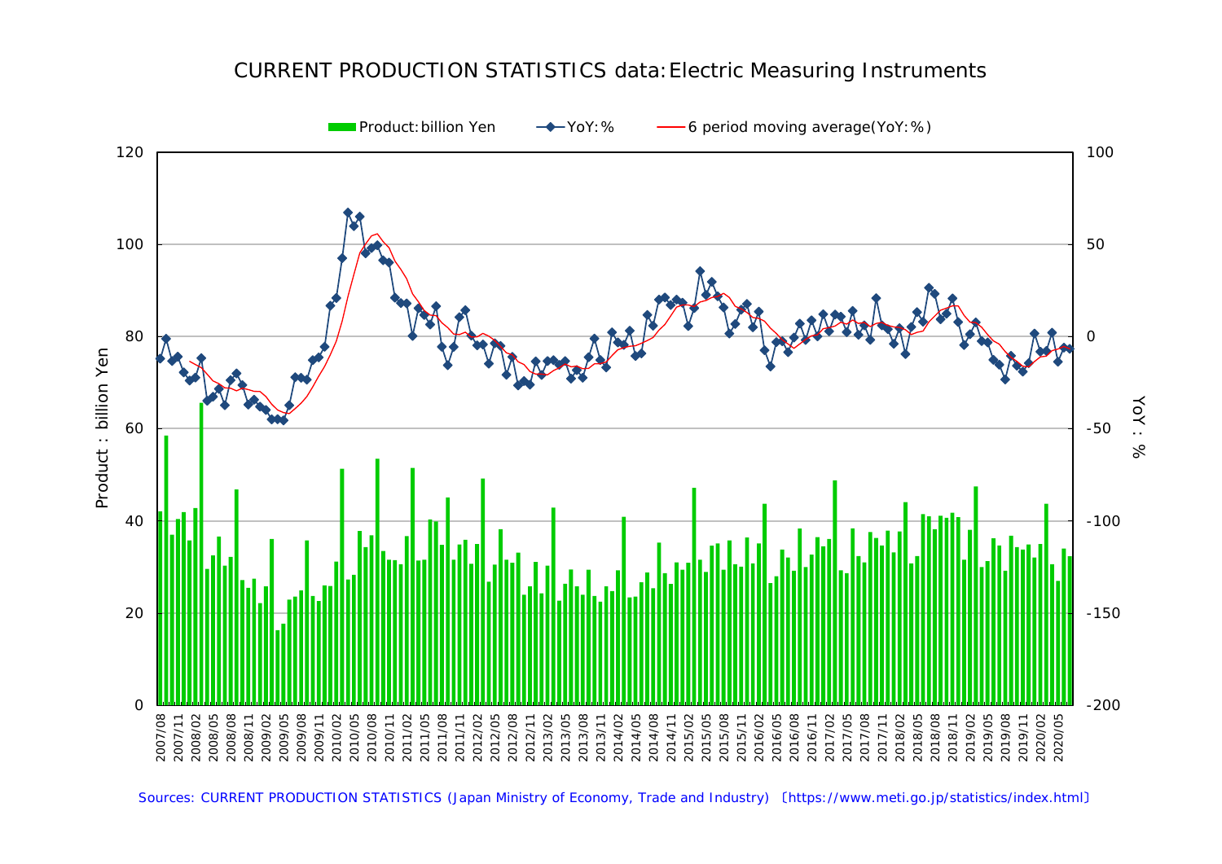# CURRENT PRODUCTION STATISTICS data: Electric Measuring Instruments

Product: billion Yen
YoY: %
6 period moving average(YoY: %)

Product : billion Yen

120
100
80
60
40
20
0

YoY : %

100
50
0
-50
-100
-150
-200

2007/08
2007/11
2008/02
2008/05
2008/08
2008/11
2009/02
2009/05
2009/08
2009/11
2010/02
2010/05
2010/08
2010/11
2011/02
2011/05
2011/08
2011/11
2012/02
2012/05
2012/08
2012/11
2013/02
2013/05
2013/08
2013/11
2014/02
2014/05
2014/08
2014/11
2015/02
2015/05
2015/08
2015/11
2016/02
2016/05
2016/08
2016/11
2017/02
2017/05
2017/08
2017/11
2018/02
2018/05
2018/08
2018/11
2019/02
2019/05
2019/08
2019/11
2020/02
2020/05

Sources: CURRENT PRODUCTION STATISTICS (Japan Ministry of Economy, Trade and Industry) 〔https://www.meti.go.jp/statistics/index.html〕